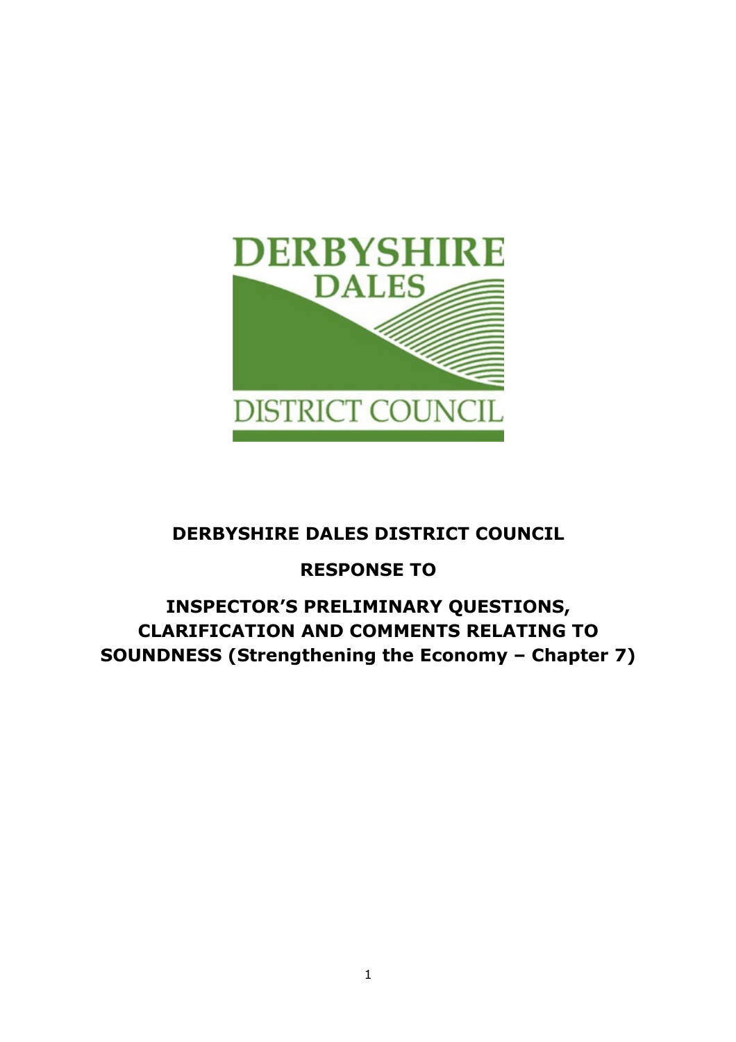# DERBYSHIRE DALES DISTRICT COUNCIL

## RESPONSE TO

## INSPECTOR'S PRELIMINARY QUESTIONS, CLARIFICATION AND COMMENTS RELATING TO SOUNDNESS (Strengthening the Economy – Chapter 7)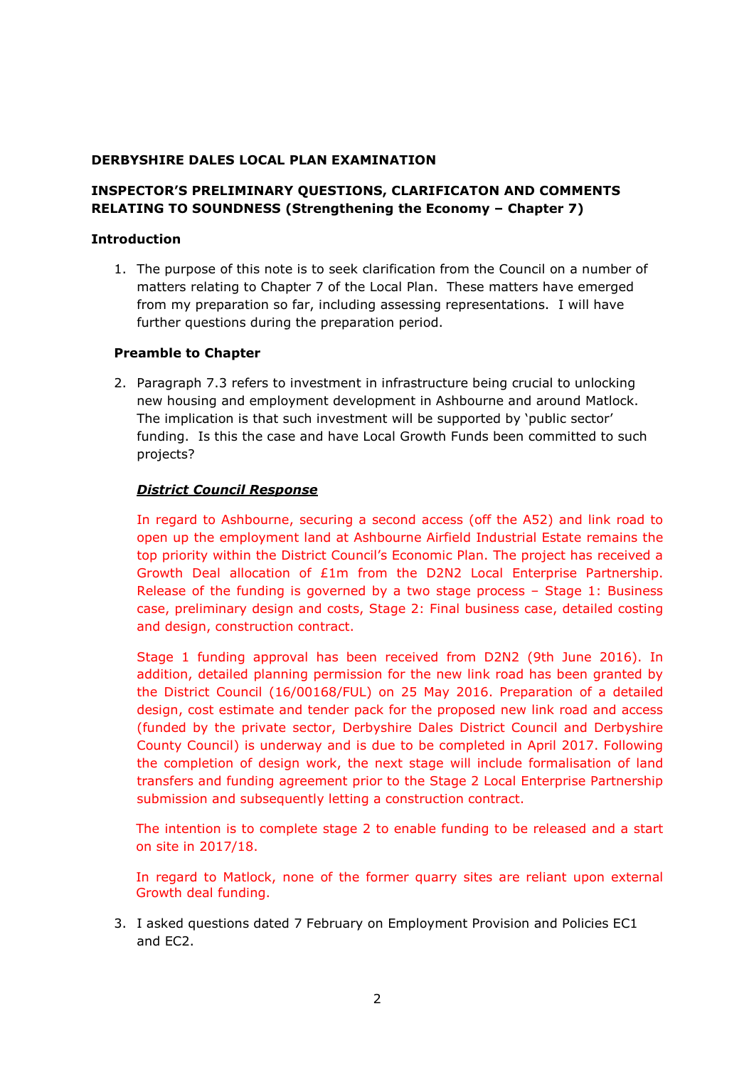**DERBYSHIRE DALES LOCAL PLAN EXAMINATION**

**INSPECTOR'S PRELIMINARY QUESTIONS, CLARIFICATON AND COMMENTS RELATING TO SOUNDNESS (Strengthening the Economy – Chapter 7)**

**Introduction**

1. The purpose of this note is to seek clarification from the Council on a number of matters relating to Chapter 7 of the Local Plan. These matters have emerged from my preparation so far, including assessing representations. I will have further questions during the preparation period.

**Preamble to Chapter**

2. Paragraph 7.3 refers to investment in infrastructure being crucial to unlocking new housing and employment development in Ashbourne and around Matlock. The implication is that such investment will be supported by 'public sector' funding. Is this the case and have Local Growth Funds been committed to such projects?

   ***District Council Response***

   In regard to Ashbourne, securing a second access (off the A52) and link road to open up the employment land at Ashbourne Airfield Industrial Estate remains the top priority within the District Council's Economic Plan. The project has received a Growth Deal allocation of £1m from the D2N2 Local Enterprise Partnership. Release of the funding is governed by a two stage process – Stage 1: Business case, preliminary design and costs, Stage 2: Final business case, detailed costing and design, construction contract.

   Stage 1 funding approval has been received from D2N2 (9th June 2016). In addition, detailed planning permission for the new link road has been granted by the District Council (16/00168/FUL) on 25 May 2016. Preparation of a detailed design, cost estimate and tender pack for the proposed new link road and access (funded by the private sector, Derbyshire Dales District Council and Derbyshire County Council) is underway and is due to be completed in April 2017. Following the completion of design work, the next stage will include formalisation of land transfers and funding agreement prior to the Stage 2 Local Enterprise Partnership submission and subsequently letting a construction contract.

   The intention is to complete stage 2 to enable funding to be released and a start on site in 2017/18.

   In regard to Matlock, none of the former quarry sites are reliant upon external Growth deal funding.

3. I asked questions dated 7 February on Employment Provision and Policies EC1 and EC2.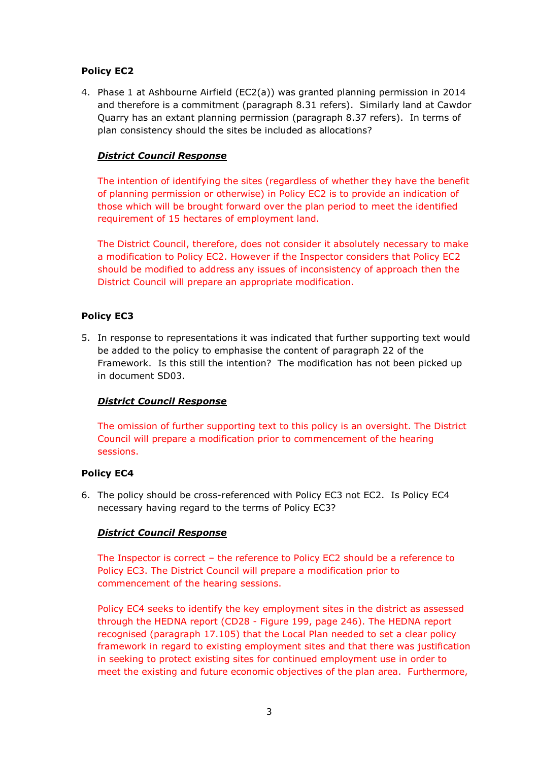**Policy EC2**

4. Phase 1 at Ashbourne Airfield (EC2(a)) was granted planning permission in 2014 and therefore is a commitment (paragraph 8.31 refers). Similarly land at Cawdor Quarry has an extant planning permission (paragraph 8.37 refers). In terms of plan consistency should the sites be included as allocations?

   ***District Council Response***

   The intention of identifying the sites (regardless of whether they have the benefit of planning permission or otherwise) in Policy EC2 is to provide an indication of those which will be brought forward over the plan period to meet the identified requirement of 15 hectares of employment land.

   The District Council, therefore, does not consider it absolutely necessary to make a modification to Policy EC2. However if the Inspector considers that Policy EC2 should be modified to address any issues of inconsistency of approach then the District Council will prepare an appropriate modification.

**Policy EC3**

5. In response to representations it was indicated that further supporting text would be added to the policy to emphasise the content of paragraph 22 of the Framework. Is this still the intention? The modification has not been picked up in document SD03.

   ***District Council Response***

   The omission of further supporting text to this policy is an oversight. The District Council will prepare a modification prior to commencement of the hearing sessions.

**Policy EC4**

6. The policy should be cross-referenced with Policy EC3 not EC2. Is Policy EC4 necessary having regard to the terms of Policy EC3?

   ***District Council Response***

   The Inspector is correct – the reference to Policy EC2 should be a reference to Policy EC3. The District Council will prepare a modification prior to commencement of the hearing sessions.

   Policy EC4 seeks to identify the key employment sites in the district as assessed through the HEDNA report (CD28 - Figure 199, page 246). The HEDNA report recognised (paragraph 17.105) that the Local Plan needed to set a clear policy framework in regard to existing employment sites and that there was justification in seeking to protect existing sites for continued employment use in order to meet the existing and future economic objectives of the plan area. Furthermore,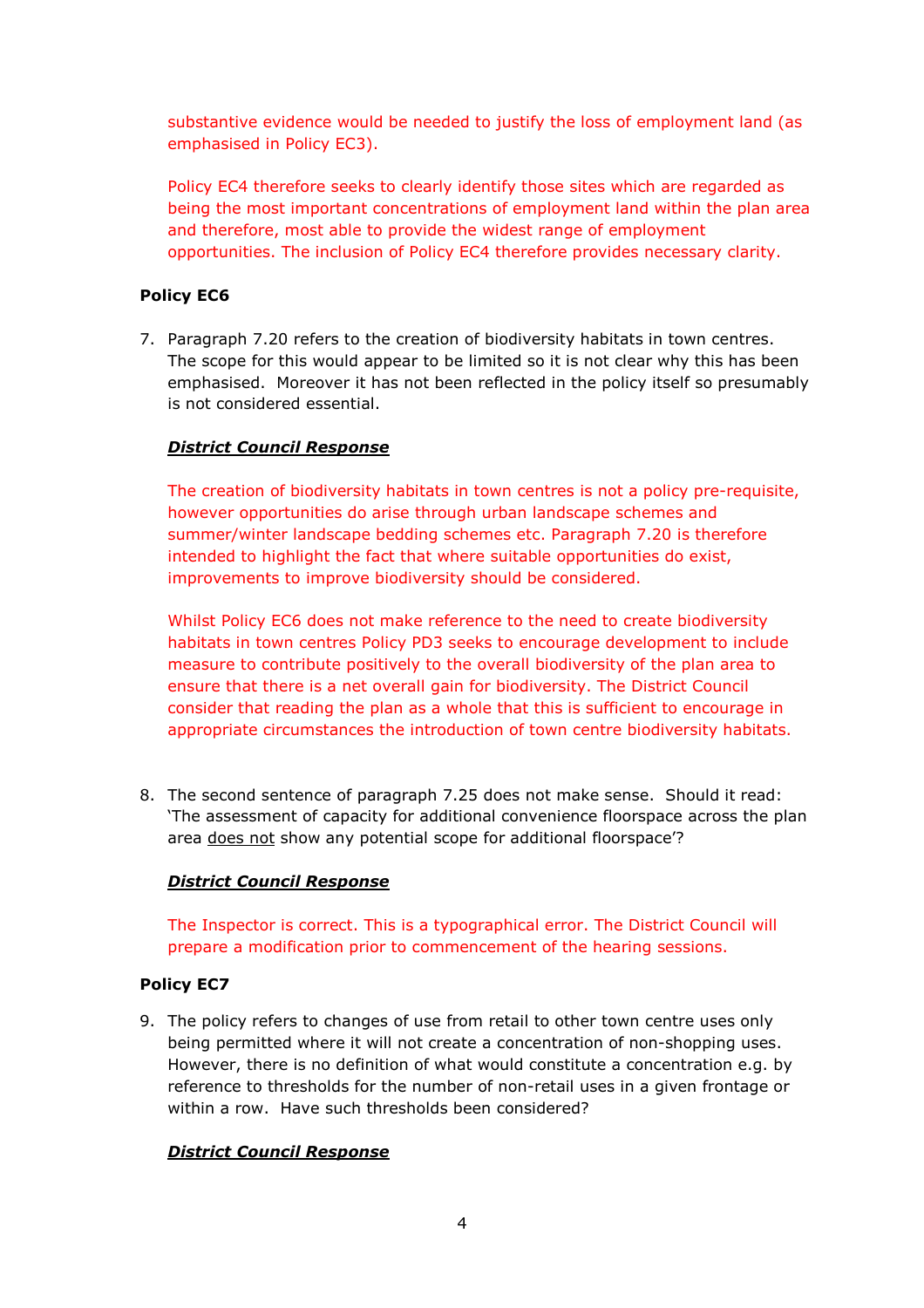substantive evidence would be needed to justify the loss of employment land (as emphasised in Policy EC3).

Policy EC4 therefore seeks to clearly identify those sites which are regarded as being the most important concentrations of employment land within the plan area and therefore, most able to provide the widest range of employment opportunities. The inclusion of Policy EC4 therefore provides necessary clarity.

**Policy EC6**

7. Paragraph 7.20 refers to the creation of biodiversity habitats in town centres. The scope for this would appear to be limited so it is not clear why this has been emphasised. Moreover it has not been reflected in the policy itself so presumably is not considered essential.

***District Council Response***

The creation of biodiversity habitats in town centres is not a policy pre-requisite, however opportunities do arise through urban landscape schemes and summer/winter landscape bedding schemes etc. Paragraph 7.20 is therefore intended to highlight the fact that where suitable opportunities do exist, improvements to improve biodiversity should be considered.

Whilst Policy EC6 does not make reference to the need to create biodiversity habitats in town centres Policy PD3 seeks to encourage development to include measure to contribute positively to the overall biodiversity of the plan area to ensure that there is a net overall gain for biodiversity. The District Council consider that reading the plan as a whole that this is sufficient to encourage in appropriate circumstances the introduction of town centre biodiversity habitats.

8. The second sentence of paragraph 7.25 does not make sense. Should it read: 'The assessment of capacity for additional convenience floorspace across the plan area does not show any potential scope for additional floorspace'?

***District Council Response***

The Inspector is correct. This is a typographical error. The District Council will prepare a modification prior to commencement of the hearing sessions.

**Policy EC7**

9. The policy refers to changes of use from retail to other town centre uses only being permitted where it will not create a concentration of non-shopping uses. However, there is no definition of what would constitute a concentration e.g. by reference to thresholds for the number of non-retail uses in a given frontage or within a row. Have such thresholds been considered?

***District Council Response***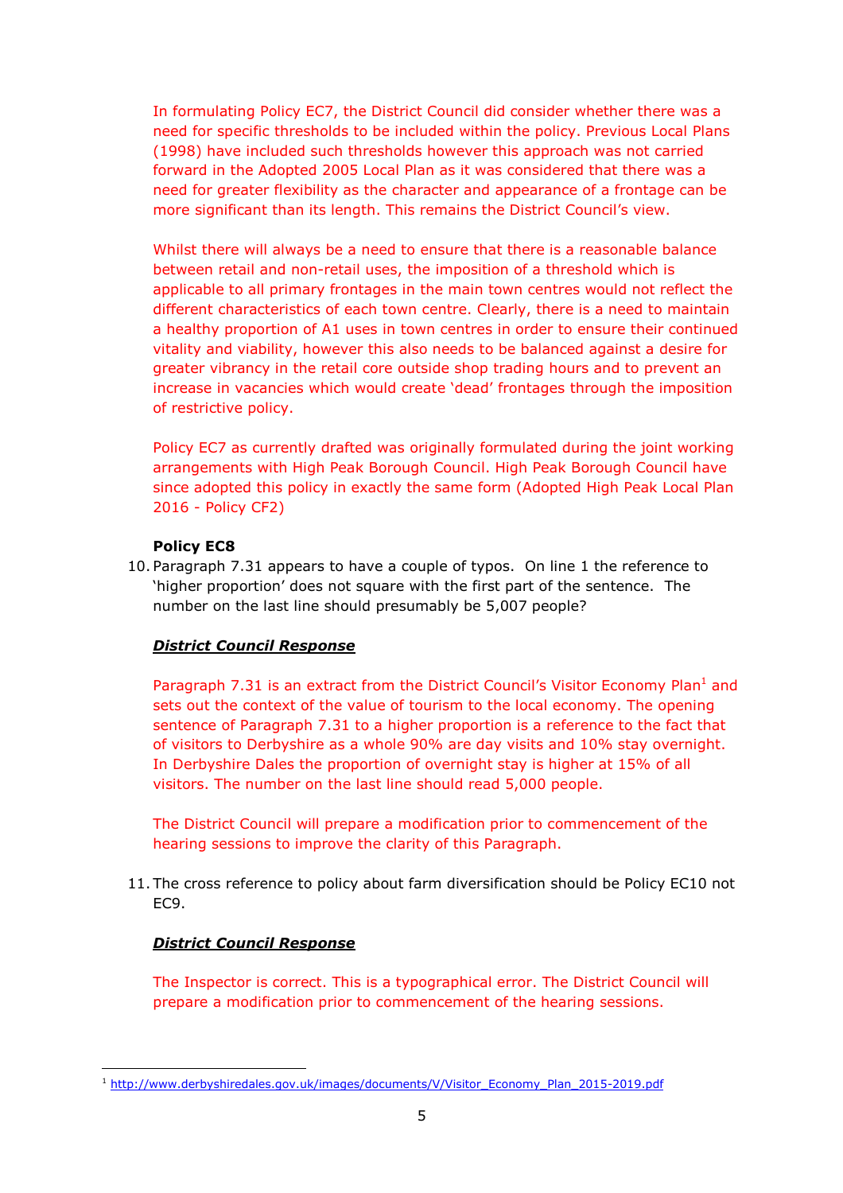In formulating Policy EC7, the District Council did consider whether there was a need for specific thresholds to be included within the policy. Previous Local Plans (1998) have included such thresholds however this approach was not carried forward in the Adopted 2005 Local Plan as it was considered that there was a need for greater flexibility as the character and appearance of a frontage can be more significant than its length. This remains the District Council's view.

Whilst there will always be a need to ensure that there is a reasonable balance between retail and non-retail uses, the imposition of a threshold which is applicable to all primary frontages in the main town centres would not reflect the different characteristics of each town centre. Clearly, there is a need to maintain a healthy proportion of A1 uses in town centres in order to ensure their continued vitality and viability, however this also needs to be balanced against a desire for greater vibrancy in the retail core outside shop trading hours and to prevent an increase in vacancies which would create 'dead' frontages through the imposition of restrictive policy.

Policy EC7 as currently drafted was originally formulated during the joint working arrangements with High Peak Borough Council. High Peak Borough Council have since adopted this policy in exactly the same form (Adopted High Peak Local Plan 2016 - Policy CF2)

**Policy EC8**

10. Paragraph 7.31 appears to have a couple of typos. On line 1 the reference to 'higher proportion' does not square with the first part of the sentence. The number on the last line should presumably be 5,007 people?

***District Council Response***

Paragraph 7.31 is an extract from the District Council's Visitor Economy Plan[1] and sets out the context of the value of tourism to the local economy. The opening sentence of Paragraph 7.31 to a higher proportion is a reference to the fact that of visitors to Derbyshire as a whole 90% are day visits and 10% stay overnight. In Derbyshire Dales the proportion of overnight stay is higher at 15% of all visitors. The number on the last line should read 5,000 people.

The District Council will prepare a modification prior to commencement of the hearing sessions to improve the clarity of this Paragraph.

11. The cross reference to policy about farm diversification should be Policy EC10 not EC9.

***District Council Response***

The Inspector is correct. This is a typographical error. The District Council will prepare a modification prior to commencement of the hearing sessions.

[1] http://www.derbyshiredales.gov.uk/images/documents/V/Visitor_Economy_Plan_2015-2019.pdf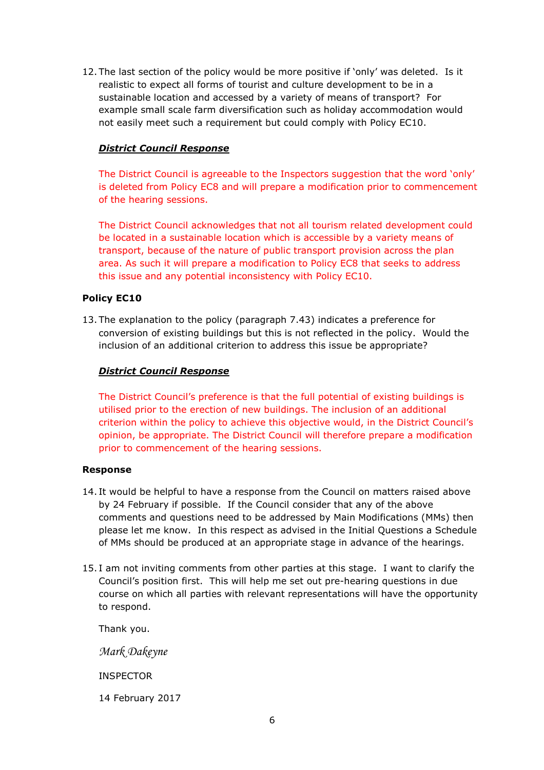12. The last section of the policy would be more positive if 'only' was deleted. Is it realistic to expect all forms of tourist and culture development to be in a sustainable location and accessed by a variety of means of transport? For example small scale farm diversification such as holiday accommodation would not easily meet such a requirement but could comply with Policy EC10.

    ***District Council Response***

    The District Council is agreeable to the Inspectors suggestion that the word 'only' is deleted from Policy EC8 and will prepare a modification prior to commencement of the hearing sessions.

    The District Council acknowledges that not all tourism related development could be located in a sustainable location which is accessible by a variety means of transport, because of the nature of public transport provision across the plan area. As such it will prepare a modification to Policy EC8 that seeks to address this issue and any potential inconsistency with Policy EC10.

**Policy EC10**

13. The explanation to the policy (paragraph 7.43) indicates a preference for conversion of existing buildings but this is not reflected in the policy. Would the inclusion of an additional criterion to address this issue be appropriate?

    ***District Council Response***

    The District Council's preference is that the full potential of existing buildings is utilised prior to the erection of new buildings. The inclusion of an additional criterion within the policy to achieve this objective would, in the District Council's opinion, be appropriate. The District Council will therefore prepare a modification prior to commencement of the hearing sessions.

**Response**

14. It would be helpful to have a response from the Council on matters raised above by 24 February if possible. If the Council consider that any of the above comments and questions need to be addressed by Main Modifications (MMs) then please let me know. In this respect as advised in the Initial Questions a Schedule of MMs should be produced at an appropriate stage in advance of the hearings.

15. I am not inviting comments from other parties at this stage. I want to clarify the Council's position first. This will help me set out pre-hearing questions in due course on which all parties with relevant representations will have the opportunity to respond.

Thank you.

*Mark Dakeyne*

INSPECTOR

14 February 2017